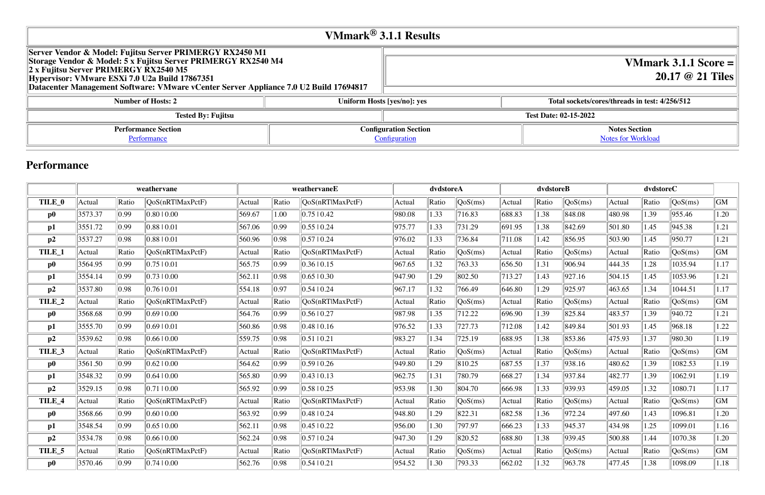# VMmark® 3.1.1 Results

| Server Vendor & Model: Fujitsu Server PRIMERGY RX2450 M1<br>Storage Vendor & Model: 5 x Fujitsu Server PRIMERGY RX2540 M4<br>2 x Fujitsu Server PRIMERGY RX2540 M5<br>Hypervisor: VMware ESXi 7.0 U2a Build 17867351<br>Datacenter Management Software: VMware vCenter Server Appliance 7.0 U2 Build 17694817 | VMmark 3.1.1 Score = 20.17 @ 21 Tiles |
|---|---|

| Number of Hosts: 2 | Uniform Hosts [yes/no]: yes | Total sockets/cores/threads in test: 4/256/512 |
|---|---|---|

| Tested By: Fujitsu | Test Date: 02-15-2022 |
|---|---|

| Performance Section | Configuration Section | Notes Section |
|---|---|---|
| Performance | Configuration | Notes for Workload |

## Performance

| | weathervane | | | weathervaneE | | | dvdstoreA | | | dvdstoreB | | | dvdstoreC | | | |
|---|---|---|---|---|---|---|---|---|---|---|---|---|---|---|---|---|
| **TILE_0** | Actual | Ratio | QoS(nRT\|MaxPctF) | Actual | Ratio | QoS(nRT\|MaxPctF) | Actual | Ratio | QoS(ms) | Actual | Ratio | QoS(ms) | Actual | Ratio | QoS(ms) | GM |
| **p0** | 3573.37 | 0.99 | 0.80 \| 0.00 | 569.67 | 1.00 | 0.75 \| 0.42 | 980.08 | 1.33 | 716.83 | 688.83 | 1.38 | 848.08 | 480.98 | 1.39 | 955.46 | 1.20 |
| **p1** | 3551.72 | 0.99 | 0.88 \| 0.01 | 567.06 | 0.99 | 0.55 \| 0.24 | 975.77 | 1.33 | 731.29 | 691.95 | 1.38 | 842.69 | 501.80 | 1.45 | 945.38 | 1.21 |
| **p2** | 3537.27 | 0.98 | 0.88 \| 0.01 | 560.96 | 0.98 | 0.57 \| 0.24 | 976.02 | 1.33 | 736.84 | 711.08 | 1.42 | 856.95 | 503.90 | 1.45 | 950.77 | 1.21 |
| **TILE_1** | Actual | Ratio | QoS(nRT\|MaxPctF) | Actual | Ratio | QoS(nRT\|MaxPctF) | Actual | Ratio | QoS(ms) | Actual | Ratio | QoS(ms) | Actual | Ratio | QoS(ms) | GM |
| **p0** | 3564.95 | 0.99 | 0.75 \| 0.01 | 565.75 | 0.99 | 0.36 \| 0.15 | 967.65 | 1.32 | 763.33 | 656.50 | 1.31 | 906.94 | 444.35 | 1.28 | 1035.94 | 1.17 |
| **p1** | 3554.14 | 0.99 | 0.73 \| 0.00 | 562.11 | 0.98 | 0.65 \| 0.30 | 947.90 | 1.29 | 802.50 | 713.27 | 1.43 | 927.16 | 504.15 | 1.45 | 1053.96 | 1.21 |
| **p2** | 3537.80 | 0.98 | 0.76 \| 0.01 | 554.18 | 0.97 | 0.54 \| 0.24 | 967.17 | 1.32 | 766.49 | 646.80 | 1.29 | 925.97 | 463.65 | 1.34 | 1044.51 | 1.17 |
| **TILE_2** | Actual | Ratio | QoS(nRT\|MaxPctF) | Actual | Ratio | QoS(nRT\|MaxPctF) | Actual | Ratio | QoS(ms) | Actual | Ratio | QoS(ms) | Actual | Ratio | QoS(ms) | GM |
| **p0** | 3568.68 | 0.99 | 0.69 \| 0.00 | 564.76 | 0.99 | 0.56 \| 0.27 | 987.98 | 1.35 | 712.22 | 696.90 | 1.39 | 825.84 | 483.57 | 1.39 | 940.72 | 1.21 |
| **p1** | 3555.70 | 0.99 | 0.69 \| 0.01 | 560.86 | 0.98 | 0.48 \| 0.16 | 976.52 | 1.33 | 727.73 | 712.08 | 1.42 | 849.84 | 501.93 | 1.45 | 968.18 | 1.22 |
| **p2** | 3539.62 | 0.98 | 0.66 \| 0.00 | 559.75 | 0.98 | 0.51 \| 0.21 | 983.27 | 1.34 | 725.19 | 688.95 | 1.38 | 853.86 | 475.93 | 1.37 | 980.30 | 1.19 |
| **TILE_3** | Actual | Ratio | QoS(nRT\|MaxPctF) | Actual | Ratio | QoS(nRT\|MaxPctF) | Actual | Ratio | QoS(ms) | Actual | Ratio | QoS(ms) | Actual | Ratio | QoS(ms) | GM |
| **p0** | 3561.50 | 0.99 | 0.62 \| 0.00 | 564.62 | 0.99 | 0.59 \| 0.26 | 949.80 | 1.29 | 810.25 | 687.55 | 1.37 | 938.16 | 480.62 | 1.39 | 1082.53 | 1.19 |
| **p1** | 3548.32 | 0.99 | 0.64 \| 0.00 | 565.80 | 0.99 | 0.43 \| 0.13 | 962.75 | 1.31 | 780.79 | 668.27 | 1.34 | 937.84 | 482.77 | 1.39 | 1062.91 | 1.19 |
| **p2** | 3529.15 | 0.98 | 0.71 \| 0.00 | 565.92 | 0.99 | 0.58 \| 0.25 | 953.98 | 1.30 | 804.70 | 666.98 | 1.33 | 939.93 | 459.05 | 1.32 | 1080.71 | 1.17 |
| **TILE_4** | Actual | Ratio | QoS(nRT\|MaxPctF) | Actual | Ratio | QoS(nRT\|MaxPctF) | Actual | Ratio | QoS(ms) | Actual | Ratio | QoS(ms) | Actual | Ratio | QoS(ms) | GM |
| **p0** | 3568.66 | 0.99 | 0.60 \| 0.00 | 563.92 | 0.99 | 0.48 \| 0.24 | 948.80 | 1.29 | 822.31 | 682.58 | 1.36 | 972.24 | 497.60 | 1.43 | 1096.81 | 1.20 |
| **p1** | 3548.54 | 0.99 | 0.65 \| 0.00 | 562.11 | 0.98 | 0.45 \| 0.22 | 956.00 | 1.30 | 797.97 | 666.23 | 1.33 | 945.37 | 434.98 | 1.25 | 1099.01 | 1.16 |
| **p2** | 3534.78 | 0.98 | 0.66 \| 0.00 | 562.24 | 0.98 | 0.57 \| 0.24 | 947.30 | 1.29 | 820.52 | 688.80 | 1.38 | 939.45 | 500.88 | 1.44 | 1070.38 | 1.20 |
| **TILE_5** | Actual | Ratio | QoS(nRT\|MaxPctF) | Actual | Ratio | QoS(nRT\|MaxPctF) | Actual | Ratio | QoS(ms) | Actual | Ratio | QoS(ms) | Actual | Ratio | QoS(ms) | GM |
| **p0** | 3570.46 | 0.99 | 0.74 \| 0.00 | 562.76 | 0.98 | 0.54 \| 0.21 | 954.52 | 1.30 | 793.33 | 662.02 | 1.32 | 963.78 | 477.45 | 1.38 | 1098.09 | 1.18 |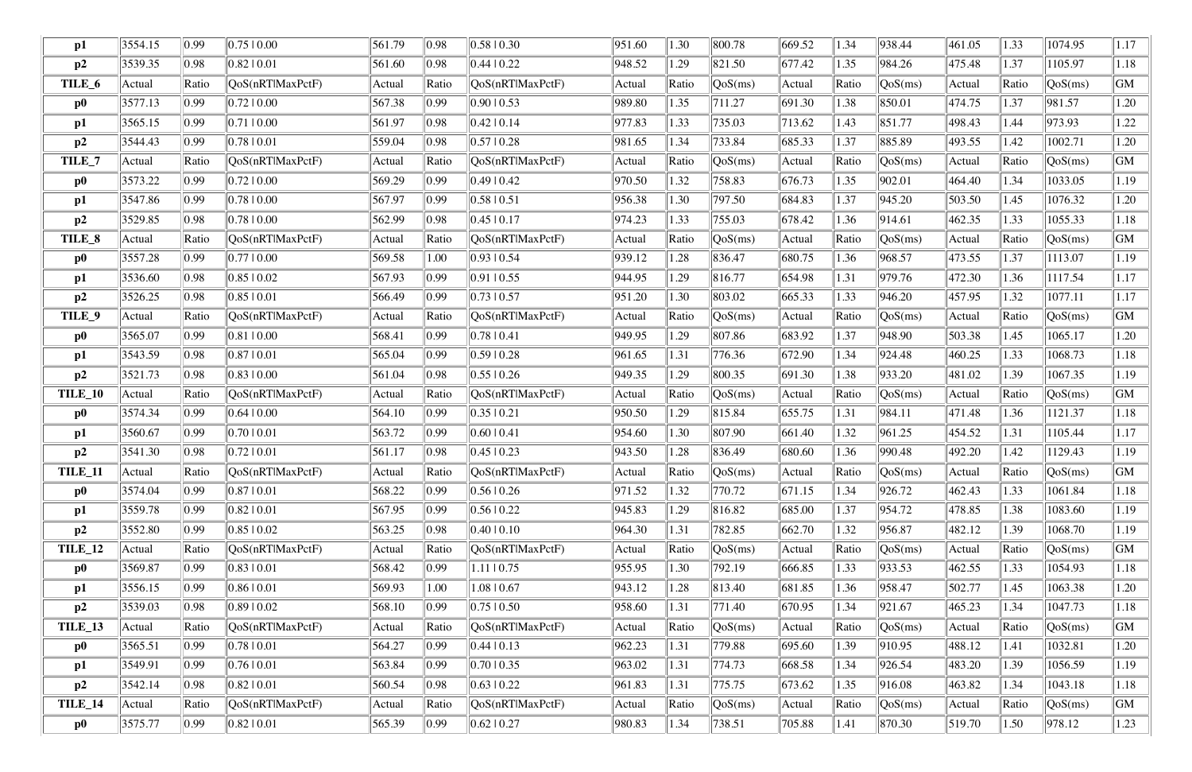| p1 | 3554.15 | 0.99 | 0.75 | 0.00 | 561.79 | 0.98 | 0.58 | 0.30 | 951.60 | 1.30 | 800.78 | 669.52 | 1.34 | 938.44 | 461.05 | 1.33 | 1074.95 | 1.17 |
|---|---|---|---|---|---|---|---|---|---|---|---|---|---|---|---|---|
| p2 | 3539.35 | 0.98 | 0.82 | 0.01 | 561.60 | 0.98 | 0.44 | 0.22 | 948.52 | 1.29 | 821.50 | 677.42 | 1.35 | 984.26 | 475.48 | 1.37 | 1105.97 | 1.18 |
| TILE_6 | Actual | Ratio | QoS(nRT\|MaxPctF) | Actual | Ratio | QoS(nRT\|MaxPctF) | Actual | Ratio | QoS(ms) | Actual | Ratio | QoS(ms) | Actual | Ratio | QoS(ms) | GM |
| p0 | 3577.13 | 0.99 | 0.72 | 0.00 | 567.38 | 0.99 | 0.90 | 0.53 | 989.80 | 1.35 | 711.27 | 691.30 | 1.38 | 850.01 | 474.75 | 1.37 | 981.57 | 1.20 |
| p1 | 3565.15 | 0.99 | 0.71 | 0.00 | 561.97 | 0.98 | 0.42 | 0.14 | 977.83 | 1.33 | 735.03 | 713.62 | 1.43 | 851.77 | 498.43 | 1.44 | 973.93 | 1.22 |
| p2 | 3544.43 | 0.99 | 0.78 | 0.01 | 559.04 | 0.98 | 0.57 | 0.28 | 981.65 | 1.34 | 733.84 | 685.33 | 1.37 | 885.89 | 493.55 | 1.42 | 1002.71 | 1.20 |
| TILE_7 | Actual | Ratio | QoS(nRT\|MaxPctF) | Actual | Ratio | QoS(nRT\|MaxPctF) | Actual | Ratio | QoS(ms) | Actual | Ratio | QoS(ms) | Actual | Ratio | QoS(ms) | GM |
| p0 | 3573.22 | 0.99 | 0.72 | 0.00 | 569.29 | 0.99 | 0.49 | 0.42 | 970.50 | 1.32 | 758.83 | 676.73 | 1.35 | 902.01 | 464.40 | 1.34 | 1033.05 | 1.19 |
| p1 | 3547.86 | 0.99 | 0.78 | 0.00 | 567.97 | 0.99 | 0.58 | 0.51 | 956.38 | 1.30 | 797.50 | 684.83 | 1.37 | 945.20 | 503.50 | 1.45 | 1076.32 | 1.20 |
| p2 | 3529.85 | 0.98 | 0.78 | 0.00 | 562.99 | 0.98 | 0.45 | 0.17 | 974.23 | 1.33 | 755.03 | 678.42 | 1.36 | 914.61 | 462.35 | 1.33 | 1055.33 | 1.18 |
| TILE_8 | Actual | Ratio | QoS(nRT\|MaxPctF) | Actual | Ratio | QoS(nRT\|MaxPctF) | Actual | Ratio | QoS(ms) | Actual | Ratio | QoS(ms) | Actual | Ratio | QoS(ms) | GM |
| p0 | 3557.28 | 0.99 | 0.77 | 0.00 | 569.58 | 1.00 | 0.93 | 0.54 | 939.12 | 1.28 | 836.47 | 680.75 | 1.36 | 968.57 | 473.55 | 1.37 | 1113.07 | 1.19 |
| p1 | 3536.60 | 0.98 | 0.85 | 0.02 | 567.93 | 0.99 | 0.91 | 0.55 | 944.95 | 1.29 | 816.77 | 654.98 | 1.31 | 979.76 | 472.30 | 1.36 | 1117.54 | 1.17 |
| p2 | 3526.25 | 0.98 | 0.85 | 0.01 | 566.49 | 0.99 | 0.73 | 0.57 | 951.20 | 1.30 | 803.02 | 665.33 | 1.33 | 946.20 | 457.95 | 1.32 | 1077.11 | 1.17 |
| TILE_9 | Actual | Ratio | QoS(nRT\|MaxPctF) | Actual | Ratio | QoS(nRT\|MaxPctF) | Actual | Ratio | QoS(ms) | Actual | Ratio | QoS(ms) | Actual | Ratio | QoS(ms) | GM |
| p0 | 3565.07 | 0.99 | 0.81 | 0.00 | 568.41 | 0.99 | 0.78 | 0.41 | 949.95 | 1.29 | 807.86 | 683.92 | 1.37 | 948.90 | 503.38 | 1.45 | 1065.17 | 1.20 |
| p1 | 3543.59 | 0.98 | 0.87 | 0.01 | 565.04 | 0.99 | 0.59 | 0.28 | 961.65 | 1.31 | 776.36 | 672.90 | 1.34 | 924.48 | 460.25 | 1.33 | 1068.73 | 1.18 |
| p2 | 3521.73 | 0.98 | 0.83 | 0.00 | 561.04 | 0.98 | 0.55 | 0.26 | 949.35 | 1.29 | 800.35 | 691.30 | 1.38 | 933.20 | 481.02 | 1.39 | 1067.35 | 1.19 |
| TILE_10 | Actual | Ratio | QoS(nRT\|MaxPctF) | Actual | Ratio | QoS(nRT\|MaxPctF) | Actual | Ratio | QoS(ms) | Actual | Ratio | QoS(ms) | Actual | Ratio | QoS(ms) | GM |
| p0 | 3574.34 | 0.99 | 0.64 | 0.00 | 564.10 | 0.99 | 0.35 | 0.21 | 950.50 | 1.29 | 815.84 | 655.75 | 1.31 | 984.11 | 471.48 | 1.36 | 1121.37 | 1.18 |
| p1 | 3560.67 | 0.99 | 0.70 | 0.01 | 563.72 | 0.99 | 0.60 | 0.41 | 954.60 | 1.30 | 807.90 | 661.40 | 1.32 | 961.25 | 454.52 | 1.31 | 1105.44 | 1.17 |
| p2 | 3541.30 | 0.98 | 0.72 | 0.01 | 561.17 | 0.98 | 0.45 | 0.23 | 943.50 | 1.28 | 836.49 | 680.60 | 1.36 | 990.48 | 492.20 | 1.42 | 1129.43 | 1.19 |
| TILE_11 | Actual | Ratio | QoS(nRT\|MaxPctF) | Actual | Ratio | QoS(nRT\|MaxPctF) | Actual | Ratio | QoS(ms) | Actual | Ratio | QoS(ms) | Actual | Ratio | QoS(ms) | GM |
| p0 | 3574.04 | 0.99 | 0.87 | 0.01 | 568.22 | 0.99 | 0.56 | 0.26 | 971.52 | 1.32 | 770.72 | 671.15 | 1.34 | 926.72 | 462.43 | 1.33 | 1061.84 | 1.18 |
| p1 | 3559.78 | 0.99 | 0.82 | 0.01 | 567.95 | 0.99 | 0.56 | 0.22 | 945.83 | 1.29 | 816.82 | 685.00 | 1.37 | 954.72 | 478.85 | 1.38 | 1083.60 | 1.19 |
| p2 | 3552.80 | 0.99 | 0.85 | 0.02 | 563.25 | 0.98 | 0.40 | 0.10 | 964.30 | 1.31 | 782.85 | 662.70 | 1.32 | 956.87 | 482.12 | 1.39 | 1068.70 | 1.19 |
| TILE_12 | Actual | Ratio | QoS(nRT\|MaxPctF) | Actual | Ratio | QoS(nRT\|MaxPctF) | Actual | Ratio | QoS(ms) | Actual | Ratio | QoS(ms) | Actual | Ratio | QoS(ms) | GM |
| p0 | 3569.87 | 0.99 | 0.83 | 0.01 | 568.42 | 0.99 | 1.11 | 0.75 | 955.95 | 1.30 | 792.19 | 666.85 | 1.33 | 933.53 | 462.55 | 1.33 | 1054.93 | 1.18 |
| p1 | 3556.15 | 0.99 | 0.86 | 0.01 | 569.93 | 1.00 | 1.08 | 0.67 | 943.12 | 1.28 | 813.40 | 681.85 | 1.36 | 958.47 | 502.77 | 1.45 | 1063.38 | 1.20 |
| p2 | 3539.03 | 0.98 | 0.89 | 0.02 | 568.10 | 0.99 | 0.75 | 0.50 | 958.60 | 1.31 | 771.40 | 670.95 | 1.34 | 921.67 | 465.23 | 1.34 | 1047.73 | 1.18 |
| TILE_13 | Actual | Ratio | QoS(nRT\|MaxPctF) | Actual | Ratio | QoS(nRT\|MaxPctF) | Actual | Ratio | QoS(ms) | Actual | Ratio | QoS(ms) | Actual | Ratio | QoS(ms) | GM |
| p0 | 3565.51 | 0.99 | 0.78 | 0.01 | 564.27 | 0.99 | 0.44 | 0.13 | 962.23 | 1.31 | 779.88 | 695.60 | 1.39 | 910.95 | 488.12 | 1.41 | 1032.81 | 1.20 |
| p1 | 3549.91 | 0.99 | 0.76 | 0.01 | 563.84 | 0.99 | 0.70 | 0.35 | 963.02 | 1.31 | 774.73 | 668.58 | 1.34 | 926.54 | 483.20 | 1.39 | 1056.59 | 1.19 |
| p2 | 3542.14 | 0.98 | 0.82 | 0.01 | 560.54 | 0.98 | 0.63 | 0.22 | 961.83 | 1.31 | 775.75 | 673.62 | 1.35 | 916.08 | 463.82 | 1.34 | 1043.18 | 1.18 |
| TILE_14 | Actual | Ratio | QoS(nRT\|MaxPctF) | Actual | Ratio | QoS(nRT\|MaxPctF) | Actual | Ratio | QoS(ms) | Actual | Ratio | QoS(ms) | Actual | Ratio | QoS(ms) | GM |
| p0 | 3575.77 | 0.99 | 0.82 | 0.01 | 565.39 | 0.99 | 0.62 | 0.27 | 980.83 | 1.34 | 738.51 | 705.88 | 1.41 | 870.30 | 519.70 | 1.50 | 978.12 | 1.23 |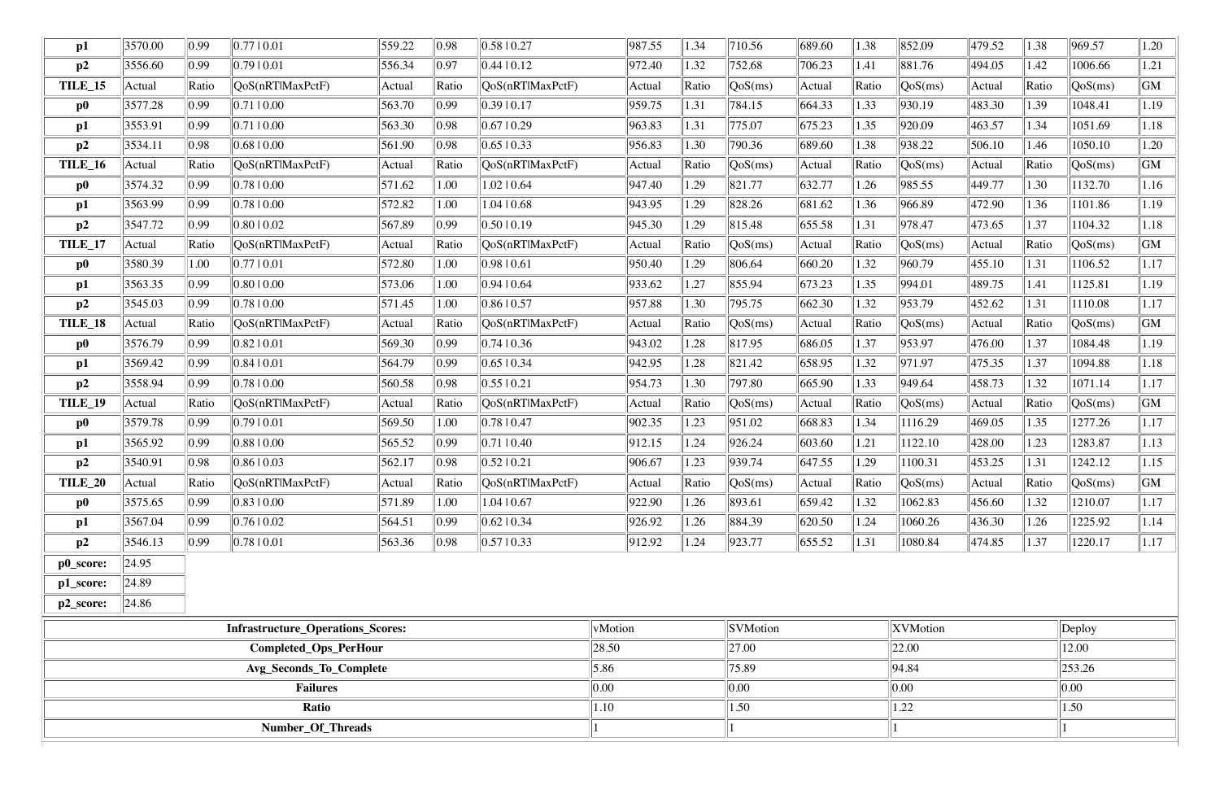| p1 | 3570.00 | 0.99 | 0.77 \| 0.01 | 559.22 | 0.98 | 0.58 \| 0.27 | 987.55 | 1.34 | 710.56 | 689.60 | 1.38 | 852.09 | 479.52 | 1.38 | 969.57 | 1.20 |
|---|---|---|---|---|---|---|---|---|---|---|---|---|---|---|---|---|
| p2 | 3556.60 | 0.99 | 0.79 \| 0.01 | 556.34 | 0.97 | 0.44 \| 0.12 | 972.40 | 1.32 | 752.68 | 706.23 | 1.41 | 881.76 | 494.05 | 1.42 | 1006.66 | 1.21 |
| **TILE_15** | Actual | Ratio | QoS(nRT\|MaxPctF) | Actual | Ratio | QoS(nRT\|MaxPctF) | Actual | Ratio | QoS(ms) | Actual | Ratio | QoS(ms) | Actual | Ratio | QoS(ms) | GM |
| **p0** | 3577.28 | 0.99 | 0.71 \| 0.00 | 563.70 | 0.99 | 0.39 \| 0.17 | 959.75 | 1.31 | 784.15 | 664.33 | 1.33 | 930.19 | 483.30 | 1.39 | 1048.41 | 1.19 |
| **p1** | 3553.91 | 0.99 | 0.71 \| 0.00 | 563.30 | 0.98 | 0.67 \| 0.29 | 963.83 | 1.31 | 775.07 | 675.23 | 1.35 | 920.09 | 463.57 | 1.34 | 1051.69 | 1.18 |
| **p2** | 3534.11 | 0.98 | 0.68 \| 0.00 | 561.90 | 0.98 | 0.65 \| 0.33 | 956.83 | 1.30 | 790.36 | 689.60 | 1.38 | 938.22 | 506.10 | 1.46 | 1050.10 | 1.20 |
| **TILE_16** | Actual | Ratio | QoS(nRT\|MaxPctF) | Actual | Ratio | QoS(nRT\|MaxPctF) | Actual | Ratio | QoS(ms) | Actual | Ratio | QoS(ms) | Actual | Ratio | QoS(ms) | GM |
| **p0** | 3574.32 | 0.99 | 0.78 \| 0.00 | 571.62 | 1.00 | 1.02 \| 0.64 | 947.40 | 1.29 | 821.77 | 632.77 | 1.26 | 985.55 | 449.77 | 1.30 | 1132.70 | 1.16 |
| **p1** | 3563.99 | 0.99 | 0.78 \| 0.00 | 572.82 | 1.00 | 1.04 \| 0.68 | 943.95 | 1.29 | 828.26 | 681.62 | 1.36 | 966.89 | 472.90 | 1.36 | 1101.86 | 1.19 |
| **p2** | 3547.72 | 0.99 | 0.80 \| 0.02 | 567.89 | 0.99 | 0.50 \| 0.19 | 945.30 | 1.29 | 815.48 | 655.58 | 1.31 | 978.47 | 473.65 | 1.37 | 1104.32 | 1.18 |
| **TILE_17** | Actual | Ratio | QoS(nRT\|MaxPctF) | Actual | Ratio | QoS(nRT\|MaxPctF) | Actual | Ratio | QoS(ms) | Actual | Ratio | QoS(ms) | Actual | Ratio | QoS(ms) | GM |
| **p0** | 3580.39 | 1.00 | 0.77 \| 0.01 | 572.80 | 1.00 | 0.98 \| 0.61 | 950.40 | 1.29 | 806.64 | 660.20 | 1.32 | 960.79 | 455.10 | 1.31 | 1106.52 | 1.17 |
| **p1** | 3563.35 | 0.99 | 0.80 \| 0.00 | 573.06 | 1.00 | 0.94 \| 0.64 | 933.62 | 1.27 | 855.94 | 673.23 | 1.35 | 994.01 | 489.75 | 1.41 | 1125.81 | 1.19 |
| **p2** | 3545.03 | 0.99 | 0.78 \| 0.00 | 571.45 | 1.00 | 0.86 \| 0.57 | 957.88 | 1.30 | 795.75 | 662.30 | 1.32 | 953.79 | 452.62 | 1.31 | 1110.08 | 1.17 |
| **TILE_18** | Actual | Ratio | QoS(nRT\|MaxPctF) | Actual | Ratio | QoS(nRT\|MaxPctF) | Actual | Ratio | QoS(ms) | Actual | Ratio | QoS(ms) | Actual | Ratio | QoS(ms) | GM |
| **p0** | 3576.79 | 0.99 | 0.82 \| 0.01 | 569.30 | 0.99 | 0.74 \| 0.36 | 943.02 | 1.28 | 817.95 | 686.05 | 1.37 | 953.97 | 476.00 | 1.37 | 1084.48 | 1.19 |
| **p1** | 3569.42 | 0.99 | 0.84 \| 0.01 | 564.79 | 0.99 | 0.65 \| 0.34 | 942.95 | 1.28 | 821.42 | 658.95 | 1.32 | 971.97 | 475.35 | 1.37 | 1094.88 | 1.18 |
| **p2** | 3558.94 | 0.99 | 0.78 \| 0.00 | 560.58 | 0.98 | 0.55 \| 0.21 | 954.73 | 1.30 | 797.80 | 665.90 | 1.33 | 949.64 | 458.73 | 1.32 | 1071.14 | 1.17 |
| **TILE_19** | Actual | Ratio | QoS(nRT\|MaxPctF) | Actual | Ratio | QoS(nRT\|MaxPctF) | Actual | Ratio | QoS(ms) | Actual | Ratio | QoS(ms) | Actual | Ratio | QoS(ms) | GM |
| **p0** | 3579.78 | 0.99 | 0.79 \| 0.01 | 569.50 | 1.00 | 0.78 \| 0.47 | 902.35 | 1.23 | 951.02 | 668.83 | 1.34 | 1116.29 | 469.05 | 1.35 | 1277.26 | 1.17 |
| **p1** | 3565.92 | 0.99 | 0.88 \| 0.00 | 565.52 | 0.99 | 0.71 \| 0.40 | 912.15 | 1.24 | 926.24 | 603.60 | 1.21 | 1122.10 | 428.00 | 1.23 | 1283.87 | 1.13 |
| **p2** | 3540.91 | 0.98 | 0.86 \| 0.03 | 562.17 | 0.98 | 0.52 \| 0.21 | 906.67 | 1.23 | 939.74 | 647.55 | 1.29 | 1100.31 | 453.25 | 1.31 | 1242.12 | 1.15 |
| **TILE_20** | Actual | Ratio | QoS(nRT\|MaxPctF) | Actual | Ratio | QoS(nRT\|MaxPctF) | Actual | Ratio | QoS(ms) | Actual | Ratio | QoS(ms) | Actual | Ratio | QoS(ms) | GM |
| **p0** | 3575.65 | 0.99 | 0.83 \| 0.00 | 571.89 | 1.00 | 1.04 \| 0.67 | 922.90 | 1.26 | 893.61 | 659.42 | 1.32 | 1062.83 | 456.60 | 1.32 | 1210.07 | 1.17 |
| **p1** | 3567.04 | 0.99 | 0.76 \| 0.02 | 564.51 | 0.99 | 0.62 \| 0.34 | 926.92 | 1.26 | 884.39 | 620.50 | 1.24 | 1060.26 | 436.30 | 1.26 | 1225.92 | 1.14 |
| **p2** | 3546.13 | 0.99 | 0.78 \| 0.01 | 563.36 | 0.98 | 0.57 \| 0.33 | 912.92 | 1.24 | 923.77 | 655.52 | 1.31 | 1080.84 | 474.85 | 1.37 | 1220.17 | 1.17 |

| **p0_score:** | 24.95 |
|---|---|
| **p1_score:** | 24.89 |
| **p2_score:** | 24.86 |

| **Infrastructure_Operations_Scores:** | vMotion | SVMotion | XVMotion | Deploy |
|---|---|---|---|---|
| **Completed_Ops_PerHour** | 28.50 | 27.00 | 22.00 | 12.00 |
| **Avg_Seconds_To_Complete** | 5.86 | 75.89 | 94.84 | 253.26 |
| **Failures** | 0.00 | 0.00 | 0.00 | 0.00 |
| **Ratio** | 1.10 | 1.50 | 1.22 | 1.50 |
| **Number_Of_Threads** | 1 | 1 | 1 | 1 |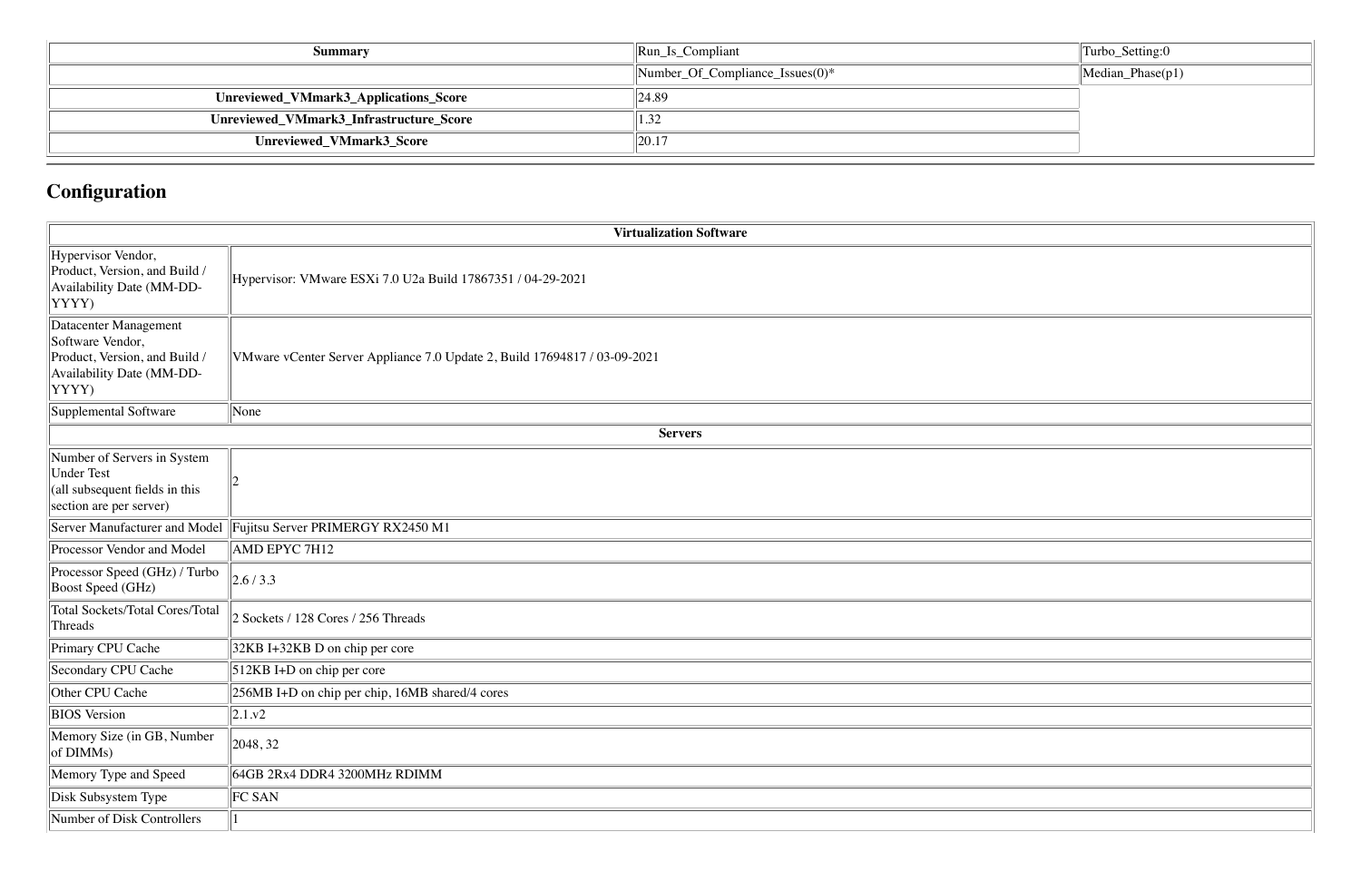| Summary | Run_Is_Compliant | Turbo_Setting:0 |
|---|---|---|
| | Number_Of_Compliance_Issues(0)* | Median_Phase(p1) |
| Unreviewed_VMmark3_Applications_Score | 24.89 | |
| Unreviewed_VMmark3_Infrastructure_Score | 1.32 | |
| Unreviewed_VMmark3_Score | 20.17 | |

## Configuration

| Virtualization Software | |
|---|---|
| Hypervisor Vendor, Product, Version, and Build / Availability Date (MM-DD-YYYY) | Hypervisor: VMware ESXi 7.0 U2a Build 17867351 / 04-29-2021 |
| Datacenter Management Software Vendor, Product, Version, and Build / Availability Date (MM-DD-YYYY) | VMware vCenter Server Appliance 7.0 Update 2, Build 17694817 / 03-09-2021 |
| Supplemental Software | None |
| **Servers** | |
| Number of Servers in System Under Test (all subsequent fields in this section are per server) | 2 |
| Server Manufacturer and Model | Fujitsu Server PRIMERGY RX2450 M1 |
| Processor Vendor and Model | AMD EPYC 7H12 |
| Processor Speed (GHz) / Turbo Boost Speed (GHz) | 2.6 / 3.3 |
| Total Sockets/Total Cores/Total Threads | 2 Sockets / 128 Cores / 256 Threads |
| Primary CPU Cache | 32KB I+32KB D on chip per core |
| Secondary CPU Cache | 512KB I+D on chip per core |
| Other CPU Cache | 256MB I+D on chip per chip, 16MB shared/4 cores |
| BIOS Version | 2.1.v2 |
| Memory Size (in GB, Number of DIMMs) | 2048, 32 |
| Memory Type and Speed | 64GB 2Rx4 DDR4 3200MHz RDIMM |
| Disk Subsystem Type | FC SAN |
| Number of Disk Controllers | 1 |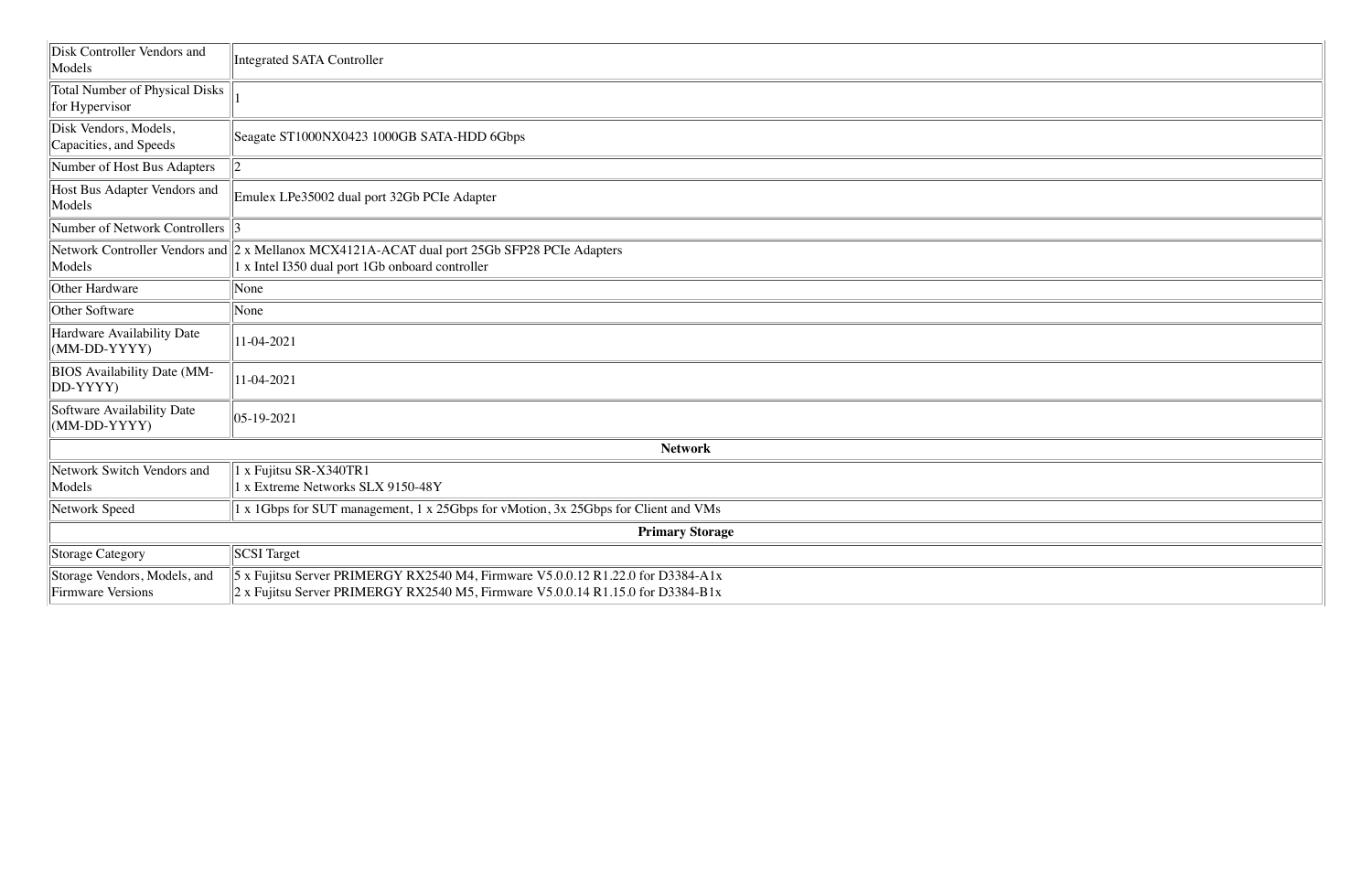| | |
|---|---|
| Disk Controller Vendors and Models | Integrated SATA Controller |
| Total Number of Physical Disks for Hypervisor | 1 |
| Disk Vendors, Models, Capacities, and Speeds | Seagate ST1000NX0423 1000GB SATA-HDD 6Gbps |
| Number of Host Bus Adapters | 2 |
| Host Bus Adapter Vendors and Models | Emulex LPe35002 dual port 32Gb PCIe Adapter |
| Number of Network Controllers | 3 |
| Network Controller Vendors and Models | 2 x Mellanox MCX4121A-ACAT dual port 25Gb SFP28 PCIe Adapters<br>1 x Intel I350 dual port 1Gb onboard controller |
| Other Hardware | None |
| Other Software | None |
| Hardware Availability Date (MM-DD-YYYY) | 11-04-2021 |
| BIOS Availability Date (MM-DD-YYYY) | 11-04-2021 |
| Software Availability Date (MM-DD-YYYY) | 05-19-2021 |
| **Network** | |
| Network Switch Vendors and Models | 1 x Fujitsu SR-X340TR1<br>1 x Extreme Networks SLX 9150-48Y |
| Network Speed | 1 x 1Gbps for SUT management, 1 x 25Gbps for vMotion, 3x 25Gbps for Client and VMs |
| **Primary Storage** | |
| Storage Category | SCSI Target |
| Storage Vendors, Models, and Firmware Versions | 5 x Fujitsu Server PRIMERGY RX2540 M4, Firmware V5.0.0.12 R1.22.0 for D3384-A1x<br>2 x Fujitsu Server PRIMERGY RX2540 M5, Firmware V5.0.0.14 R1.15.0 for D3384-B1x |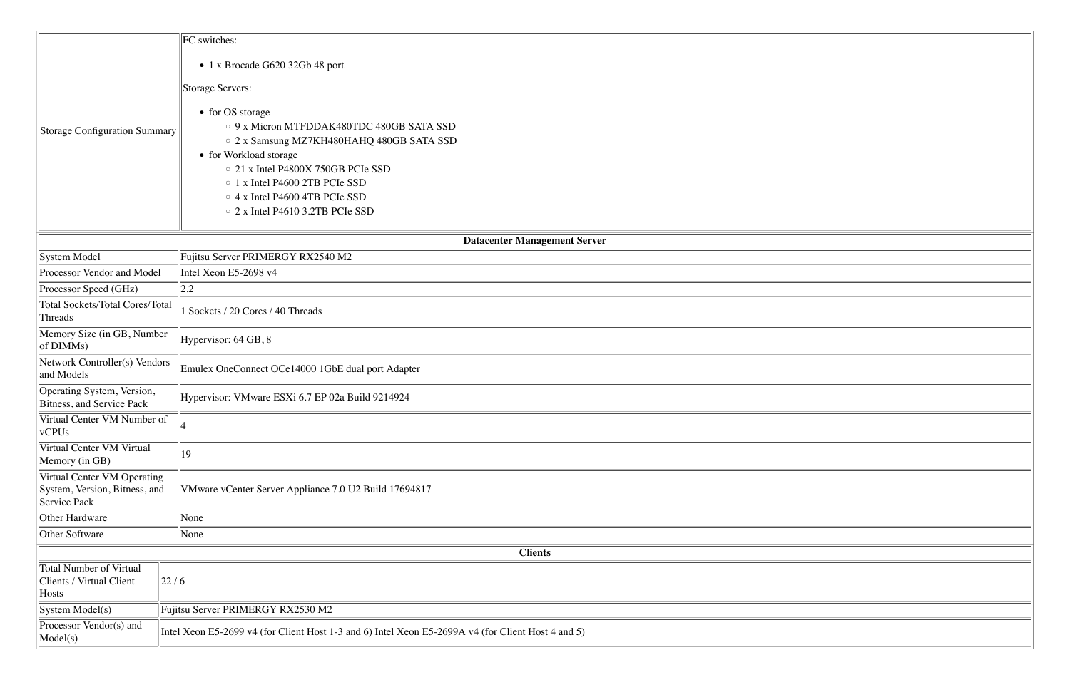| | |
|---|---|
| Storage Configuration Summary | FC switches:<br><br>• 1 x Brocade G620 32Gb 48 port<br><br>Storage Servers:<br><br>• for OS storage<br>  ◦ 9 x Micron MTFDDAK480TDC 480GB SATA SSD<br>  ◦ 2 x Samsung MZ7KH480HAHQ 480GB SATA SSD<br>• for Workload storage<br>  ◦ 21 x Intel P4800X 750GB PCIe SSD<br>  ◦ 1 x Intel P4600 2TB PCIe SSD<br>  ◦ 4 x Intel P4600 4TB PCIe SSD<br>  ◦ 2 x Intel P4610 3.2TB PCIe SSD |

| **Datacenter Management Server** | |
|---|---|
| System Model | Fujitsu Server PRIMERGY RX2540 M2 |
| Processor Vendor and Model | Intel Xeon E5-2698 v4 |
| Processor Speed (GHz) | 2.2 |
| Total Sockets/Total Cores/Total Threads | 1 Sockets / 20 Cores / 40 Threads |
| Memory Size (in GB, Number of DIMMs) | Hypervisor: 64 GB, 8 |
| Network Controller(s) Vendors and Models | Emulex OneConnect OCe14000 1GbE dual port Adapter |
| Operating System, Version, Bitness, and Service Pack | Hypervisor: VMware ESXi 6.7 EP 02a Build 9214924 |
| Virtual Center VM Number of vCPUs | 4 |
| Virtual Center VM Virtual Memory (in GB) | 19 |
| Virtual Center VM Operating System, Version, Bitness, and Service Pack | VMware vCenter Server Appliance 7.0 U2 Build 17694817 |
| Other Hardware | None |
| Other Software | None |

| **Clients** | |
|---|---|
| Total Number of Virtual Clients / Virtual Client Hosts | 22 / 6 |
| System Model(s) | Fujitsu Server PRIMERGY RX2530 M2 |
| Processor Vendor(s) and Model(s) | Intel Xeon E5-2699 v4 (for Client Host 1-3 and 6) Intel Xeon E5-2699A v4 (for Client Host 4 and 5) |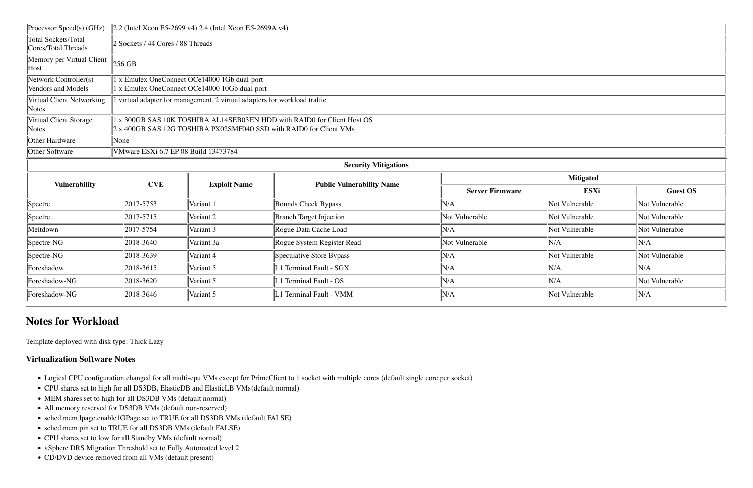| | |
|---|---|
| Processor Speed(s) (GHz) | 2.2 (Intel Xeon E5-2699 v4) 2.4 (Intel Xeon E5-2699A v4) |
| Total Sockets/Total Cores/Total Threads | 2 Sockets / 44 Cores / 88 Threads |
| Memory per Virtual Client Host | 256 GB |
| Network Controller(s) Vendors and Models | 1 x Emulex OneConnect OCe14000 1Gb dual port<br>1 x Emulex OneConnect OCe14000 10Gb dual port |
| Virtual Client Networking Notes | 1 virtual adapter for management, 2 virtual adapters for workload traffic |
| Virtual Client Storage Notes | 1 x 300GB SAS 10K TOSHIBA AL14SEB03EN HDD with RAID0 for Client Host OS<br>2 x 400GB SAS 12G TOSHIBA PX02SMF040 SSD with RAID0 for Client VMs |
| Other Hardware | None |
| Other Software | VMware ESXi 6.7 EP 08 Build 13473784 |

**Security Mitigations**

| Vulnerability | CVE | Exploit Name | Public Vulnerability Name | Mitigated | | |
|---|---|---|---|---|---|---|
| | | | | Server Firmware | ESXi | Guest OS |
| Spectre | 2017-5753 | Variant 1 | Bounds Check Bypass | N/A | Not Vulnerable | Not Vulnerable |
| Spectre | 2017-5715 | Variant 2 | Branch Target Injection | Not Vulnerable | Not Vulnerable | Not Vulnerable |
| Meltdown | 2017-5754 | Variant 3 | Rogue Data Cache Load | N/A | Not Vulnerable | Not Vulnerable |
| Spectre-NG | 2018-3640 | Variant 3a | Rogue System Register Read | Not Vulnerable | N/A | N/A |
| Spectre-NG | 2018-3639 | Variant 4 | Speculative Store Bypass | N/A | Not Vulnerable | Not Vulnerable |
| Foreshadow | 2018-3615 | Variant 5 | L1 Terminal Fault - SGX | N/A | N/A | N/A |
| Foreshadow-NG | 2018-3620 | Variant 5 | L1 Terminal Fault - OS | N/A | N/A | Not Vulnerable |
| Foreshadow-NG | 2018-3646 | Variant 5 | L1 Terminal Fault - VMM | N/A | Not Vulnerable | N/A |

## Notes for Workload

Template deployed with disk type: Thick Lazy

### Virtualization Software Notes

- Logical CPU configuration changed for all multi-cpu VMs except for PrimeClient to 1 socket with multiple cores (default single core per socket)
- CPU shares set to high for all DS3DB, ElasticDB and ElasticLB VMs(default normal)
- MEM shares set to high for all DS3DB VMs (default normal)
- All memory reserved for DS3DB VMs (default non-reserved)
- sched.mem.lpage.enable1GPage set to TRUE for all DS3DB VMs (default FALSE)
- sched.mem.pin set to TRUE for all DS3DB VMs (default FALSE)
- CPU shares set to low for all Standby VMs (default normal)
- vSphere DRS Migration Threshold set to Fully Automated level 2
- CD/DVD device removed from all VMs (default present)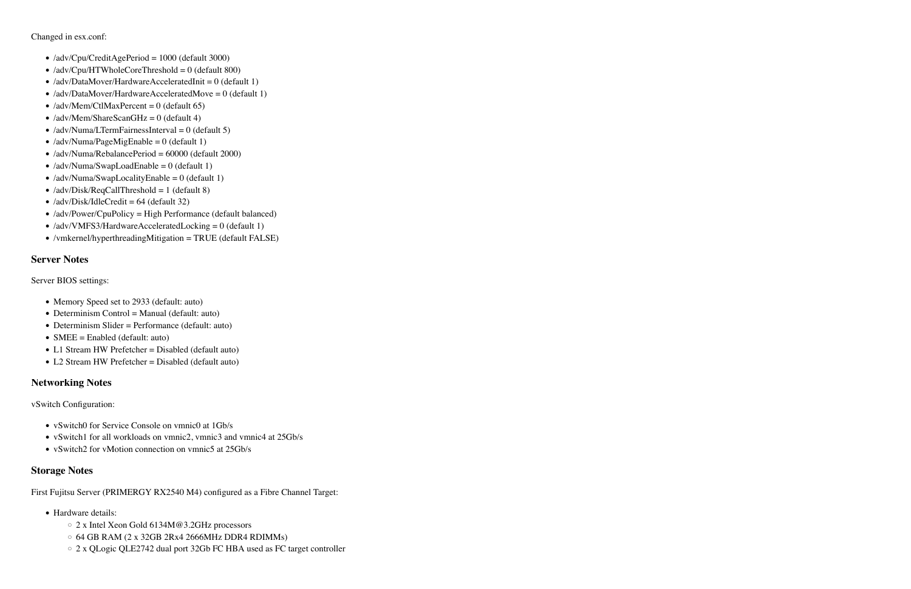Changed in esx.conf:

- /adv/Cpu/CreditAgePeriod = 1000 (default 3000)
- /adv/Cpu/HTWholeCoreThreshold = 0 (default 800)
- /adv/DataMover/HardwareAcceleratedInit = 0 (default 1)
- /adv/DataMover/HardwareAcceleratedMove = 0 (default 1)
- /adv/Mem/CtlMaxPercent = 0 (default 65)
- /adv/Mem/ShareScanGHz = 0 (default 4)
- /adv/Numa/LTermFairnessInterval = 0 (default 5)
- /adv/Numa/PageMigEnable = 0 (default 1)
- /adv/Numa/RebalancePeriod = 60000 (default 2000)
- /adv/Numa/SwapLoadEnable = 0 (default 1)
- /adv/Numa/SwapLocalityEnable = 0 (default 1)
- /adv/Disk/ReqCallThreshold = 1 (default 8)
- /adv/Disk/IdleCredit = 64 (default 32)
- /adv/Power/CpuPolicy = High Performance (default balanced)
- /adv/VMFS3/HardwareAcceleratedLocking = 0 (default 1)
- /vmkernel/hyperthreadingMitigation = TRUE (default FALSE)

### Server Notes

Server BIOS settings:

- Memory Speed set to 2933 (default: auto)
- Determinism Control = Manual (default: auto)
- Determinism Slider = Performance (default: auto)
- SMEE = Enabled (default: auto)
- L1 Stream HW Prefetcher = Disabled (default auto)
- L2 Stream HW Prefetcher = Disabled (default auto)

### Networking Notes

vSwitch Configuration:

- vSwitch0 for Service Console on vmnic0 at 1Gb/s
- vSwitch1 for all workloads on vmnic2, vmnic3 and vmnic4 at 25Gb/s
- vSwitch2 for vMotion connection on vmnic5 at 25Gb/s

### Storage Notes

First Fujitsu Server (PRIMERGY RX2540 M4) configured as a Fibre Channel Target:

- Hardware details:
  - 2 x Intel Xeon Gold 6134M@3.2GHz processors
  - 64 GB RAM (2 x 32GB 2Rx4 2666MHz DDR4 RDIMMs)
  - 2 x QLogic QLE2742 dual port 32Gb FC HBA used as FC target controller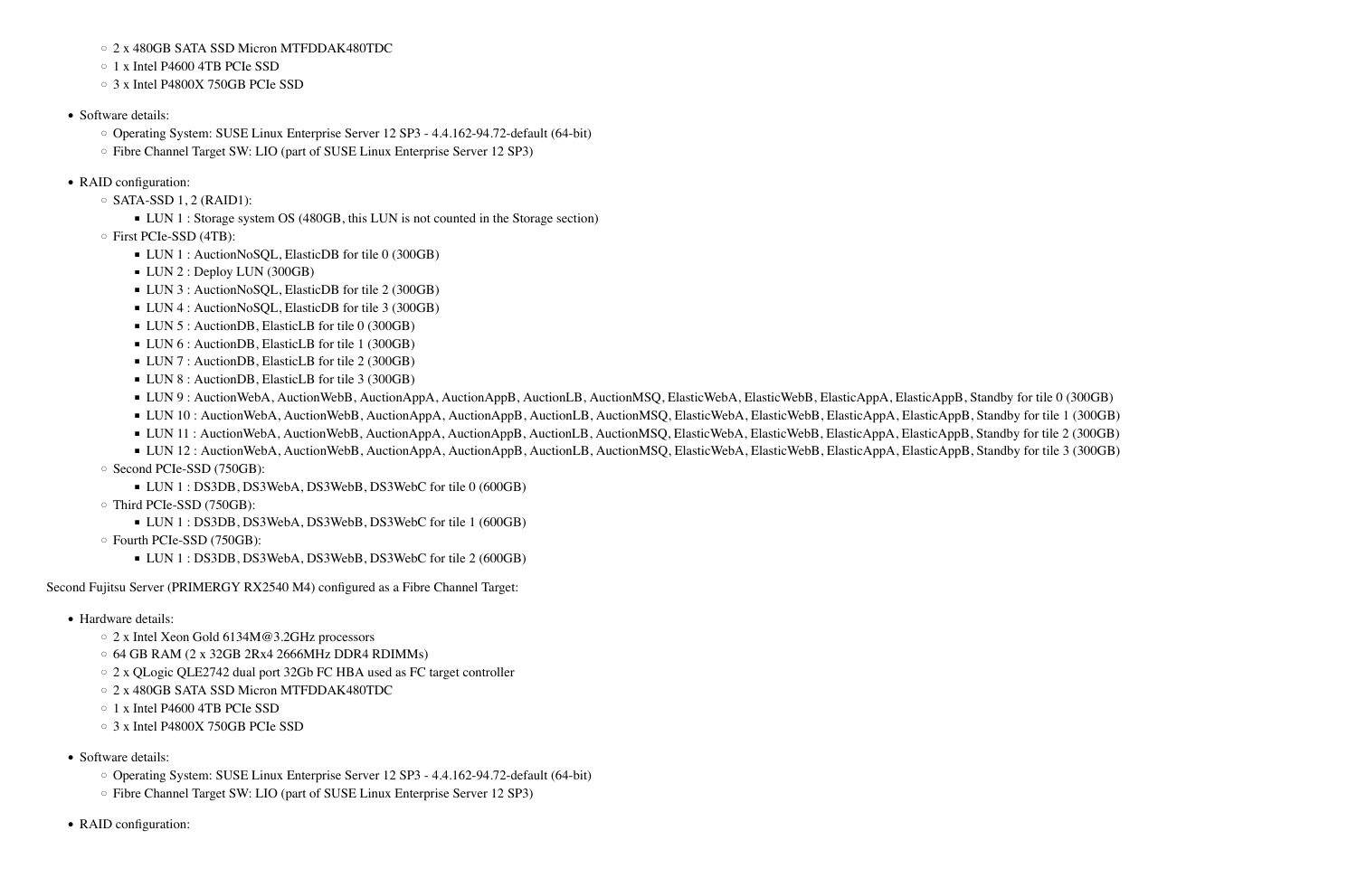- 2 x 480GB SATA SSD Micron MTFDDAK480TDC
  - 1 x Intel P4600 4TB PCIe SSD
  - 3 x Intel P4800X 750GB PCIe SSD

- Software details:
  - Operating System: SUSE Linux Enterprise Server 12 SP3 - 4.4.162-94.72-default (64-bit)
  - Fibre Channel Target SW: LIO (part of SUSE Linux Enterprise Server 12 SP3)

- RAID configuration:
  - SATA-SSD 1, 2 (RAID1):
    - LUN 1 : Storage system OS (480GB, this LUN is not counted in the Storage section)
  - First PCIe-SSD (4TB):
    - LUN 1 : AuctionNoSQL, ElasticDB for tile 0 (300GB)
    - LUN 2 : Deploy LUN (300GB)
    - LUN 3 : AuctionNoSQL, ElasticDB for tile 2 (300GB)
    - LUN 4 : AuctionNoSQL, ElasticDB for tile 3 (300GB)
    - LUN 5 : AuctionDB, ElasticLB for tile 0 (300GB)
    - LUN 6 : AuctionDB, ElasticLB for tile 1 (300GB)
    - LUN 7 : AuctionDB, ElasticLB for tile 2 (300GB)
    - LUN 8 : AuctionDB, ElasticLB for tile 3 (300GB)
    - LUN 9 : AuctionWebA, AuctionWebB, AuctionAppA, AuctionAppB, AuctionLB, AuctionMSQ, ElasticWebA, ElasticWebB, ElasticAppA, ElasticAppB, Standby for tile 0 (300GB)
    - LUN 10 : AuctionWebA, AuctionWebB, AuctionAppA, AuctionAppB, AuctionLB, AuctionMSQ, ElasticWebA, ElasticWebB, ElasticAppA, ElasticAppB, Standby for tile 1 (300GB)
    - LUN 11 : AuctionWebA, AuctionWebB, AuctionAppA, AuctionAppB, AuctionLB, AuctionMSQ, ElasticWebA, ElasticWebB, ElasticAppA, ElasticAppB, Standby for tile 2 (300GB)
    - LUN 12 : AuctionWebA, AuctionWebB, AuctionAppA, AuctionAppB, AuctionLB, AuctionMSQ, ElasticWebA, ElasticWebB, ElasticAppA, ElasticAppB, Standby for tile 3 (300GB)
  - Second PCIe-SSD (750GB):
    - LUN 1 : DS3DB, DS3WebA, DS3WebB, DS3WebC for tile 0 (600GB)
  - Third PCIe-SSD (750GB):
    - LUN 1 : DS3DB, DS3WebA, DS3WebB, DS3WebC for tile 1 (600GB)
  - Fourth PCIe-SSD (750GB):
    - LUN 1 : DS3DB, DS3WebA, DS3WebB, DS3WebC for tile 2 (600GB)

Second Fujitsu Server (PRIMERGY RX2540 M4) configured as a Fibre Channel Target:

- Hardware details:
  - 2 x Intel Xeon Gold 6134M@3.2GHz processors
  - 64 GB RAM (2 x 32GB 2Rx4 2666MHz DDR4 RDIMMs)
  - 2 x QLogic QLE2742 dual port 32Gb FC HBA used as FC target controller
  - 2 x 480GB SATA SSD Micron MTFDDAK480TDC
  - 1 x Intel P4600 4TB PCIe SSD
  - 3 x Intel P4800X 750GB PCIe SSD

- Software details:
  - Operating System: SUSE Linux Enterprise Server 12 SP3 - 4.4.162-94.72-default (64-bit)
  - Fibre Channel Target SW: LIO (part of SUSE Linux Enterprise Server 12 SP3)

- RAID configuration: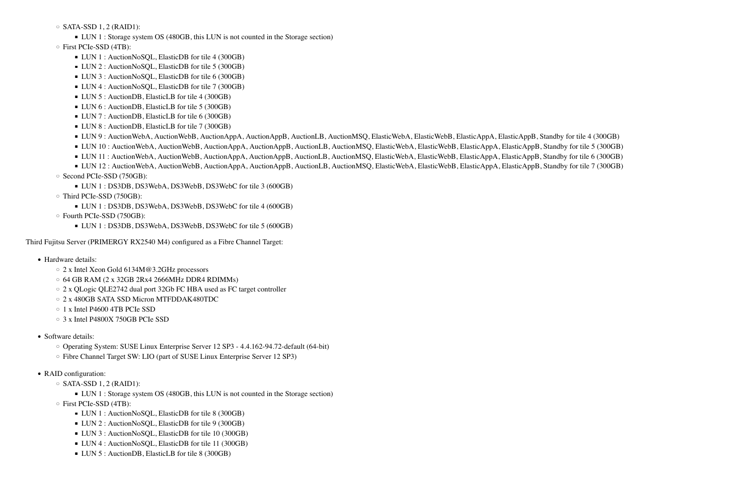- SATA-SSD 1, 2 (RAID1):
    - LUN 1 : Storage system OS (480GB, this LUN is not counted in the Storage section)
- First PCIe-SSD (4TB):
    - LUN 1 : AuctionNoSQL, ElasticDB for tile 4 (300GB)
    - LUN 2 : AuctionNoSQL, ElasticDB for tile 5 (300GB)
    - LUN 3 : AuctionNoSQL, ElasticDB for tile 6 (300GB)
    - LUN 4 : AuctionNoSQL, ElasticDB for tile 7 (300GB)
    - LUN 5 : AuctionDB, ElasticLB for tile 4 (300GB)
    - LUN 6 : AuctionDB, ElasticLB for tile 5 (300GB)
    - LUN 7 : AuctionDB, ElasticLB for tile 6 (300GB)
    - LUN 8 : AuctionDB, ElasticLB for tile 7 (300GB)
    - LUN 9 : AuctionWebA, AuctionWebB, AuctionAppA, AuctionAppB, AuctionLB, AuctionMSQ, ElasticWebA, ElasticWebB, ElasticAppA, ElasticAppB, Standby for tile 4 (300GB)
    - LUN 10 : AuctionWebA, AuctionWebB, AuctionAppA, AuctionAppB, AuctionLB, AuctionMSQ, ElasticWebA, ElasticWebB, ElasticAppA, ElasticAppB, Standby for tile 5 (300GB)
    - LUN 11 : AuctionWebA, AuctionWebB, AuctionAppA, AuctionAppB, AuctionLB, AuctionMSQ, ElasticWebA, ElasticWebB, ElasticAppA, ElasticAppB, Standby for tile 6 (300GB)
    - LUN 12 : AuctionWebA, AuctionWebB, AuctionAppA, AuctionAppB, AuctionLB, AuctionMSQ, ElasticWebA, ElasticWebB, ElasticAppA, ElasticAppB, Standby for tile 7 (300GB)
- Second PCIe-SSD (750GB):
    - LUN 1 : DS3DB, DS3WebA, DS3WebB, DS3WebC for tile 3 (600GB)
- Third PCIe-SSD (750GB):
    - LUN 1 : DS3DB, DS3WebA, DS3WebB, DS3WebC for tile 4 (600GB)
- Fourth PCIe-SSD (750GB):
    - LUN 1 : DS3DB, DS3WebA, DS3WebB, DS3WebC for tile 5 (600GB)

Third Fujitsu Server (PRIMERGY RX2540 M4) configured as a Fibre Channel Target:

- Hardware details:
    - 2 x Intel Xeon Gold 6134M@3.2GHz processors
    - 64 GB RAM (2 x 32GB 2Rx4 2666MHz DDR4 RDIMMs)
    - 2 x QLogic QLE2742 dual port 32Gb FC HBA used as FC target controller
    - 2 x 480GB SATA SSD Micron MTFDDAK480TDC
    - 1 x Intel P4600 4TB PCIe SSD
    - 3 x Intel P4800X 750GB PCIe SSD
- Software details:
    - Operating System: SUSE Linux Enterprise Server 12 SP3 - 4.4.162-94.72-default (64-bit)
    - Fibre Channel Target SW: LIO (part of SUSE Linux Enterprise Server 12 SP3)
- RAID configuration:
    - SATA-SSD 1, 2 (RAID1):
        - LUN 1 : Storage system OS (480GB, this LUN is not counted in the Storage section)
    - First PCIe-SSD (4TB):
        - LUN 1 : AuctionNoSQL, ElasticDB for tile 8 (300GB)
        - LUN 2 : AuctionNoSQL, ElasticDB for tile 9 (300GB)
        - LUN 3 : AuctionNoSQL, ElasticDB for tile 10 (300GB)
        - LUN 4 : AuctionNoSQL, ElasticDB for tile 11 (300GB)
        - LUN 5 : AuctionDB, ElasticLB for tile 8 (300GB)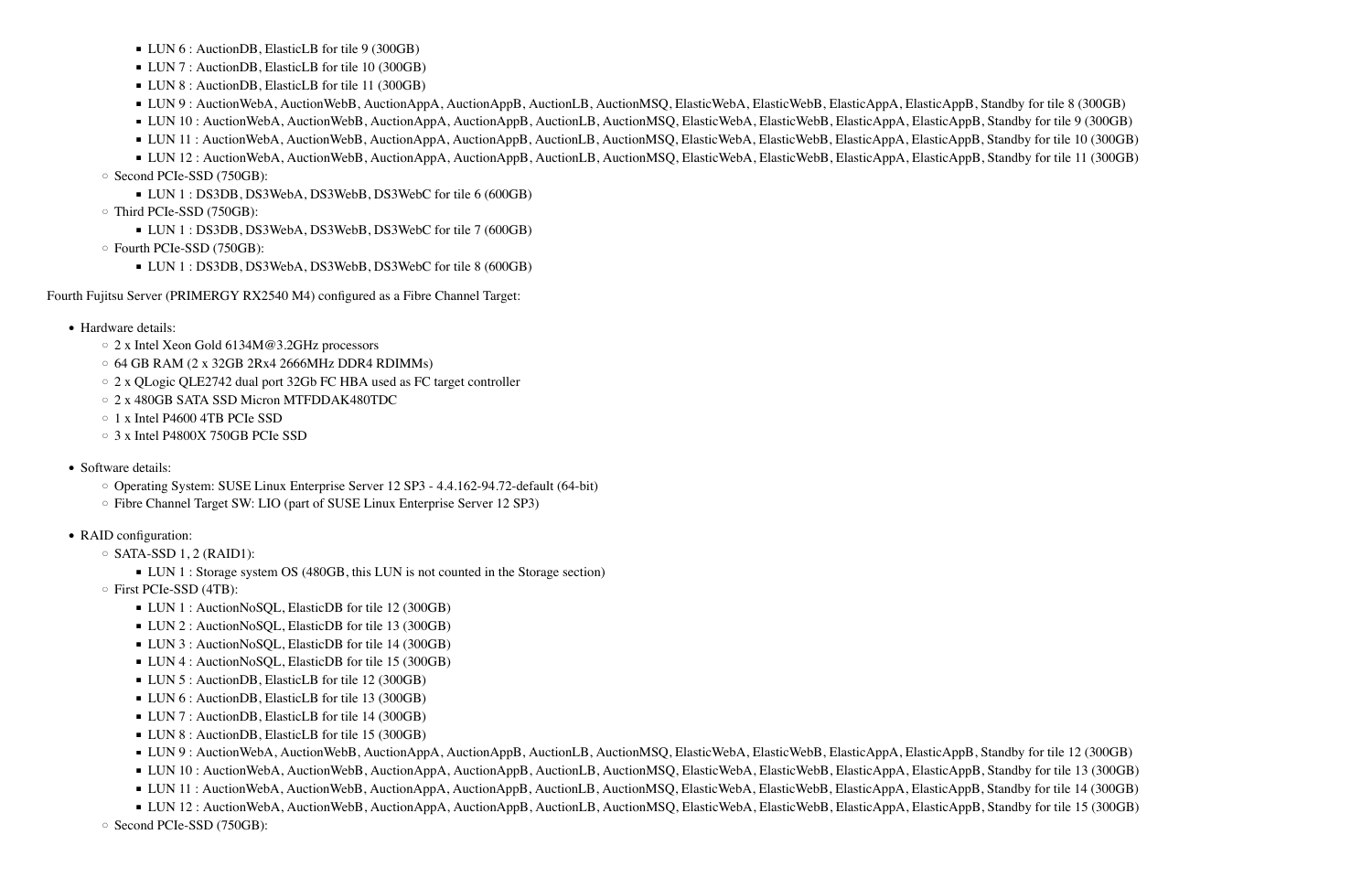- LUN 6 : AuctionDB, ElasticLB for tile 9 (300GB)
        - LUN 7 : AuctionDB, ElasticLB for tile 10 (300GB)
        - LUN 8 : AuctionDB, ElasticLB for tile 11 (300GB)
        - LUN 9 : AuctionWebA, AuctionWebB, AuctionAppA, AuctionAppB, AuctionLB, AuctionMSQ, ElasticWebA, ElasticWebB, ElasticAppA, ElasticAppB, Standby for tile 8 (300GB)
        - LUN 10 : AuctionWebA, AuctionWebB, AuctionAppA, AuctionAppB, AuctionLB, AuctionMSQ, ElasticWebA, ElasticWebB, ElasticAppA, ElasticAppB, Standby for tile 9 (300GB)
        - LUN 11 : AuctionWebA, AuctionWebB, AuctionAppA, AuctionAppB, AuctionLB, AuctionMSQ, ElasticWebA, ElasticWebB, ElasticAppA, ElasticAppB, Standby for tile 10 (300GB)
        - LUN 12 : AuctionWebA, AuctionWebB, AuctionAppA, AuctionAppB, AuctionLB, AuctionMSQ, ElasticWebA, ElasticWebB, ElasticAppA, ElasticAppB, Standby for tile 11 (300GB)
    - Second PCIe-SSD (750GB):
        - LUN 1 : DS3DB, DS3WebA, DS3WebB, DS3WebC for tile 6 (600GB)
    - Third PCIe-SSD (750GB):
        - LUN 1 : DS3DB, DS3WebA, DS3WebB, DS3WebC for tile 7 (600GB)
    - Fourth PCIe-SSD (750GB):
        - LUN 1 : DS3DB, DS3WebA, DS3WebB, DS3WebC for tile 8 (600GB)

Fourth Fujitsu Server (PRIMERGY RX2540 M4) configured as a Fibre Channel Target:

- Hardware details:
    - 2 x Intel Xeon Gold 6134M@3.2GHz processors
    - 64 GB RAM (2 x 32GB 2Rx4 2666MHz DDR4 RDIMMs)
    - 2 x QLogic QLE2742 dual port 32Gb FC HBA used as FC target controller
    - 2 x 480GB SATA SSD Micron MTFDDAK480TDC
    - 1 x Intel P4600 4TB PCIe SSD
    - 3 x Intel P4800X 750GB PCIe SSD
- Software details:
    - Operating System: SUSE Linux Enterprise Server 12 SP3 - 4.4.162-94.72-default (64-bit)
    - Fibre Channel Target SW: LIO (part of SUSE Linux Enterprise Server 12 SP3)
- RAID configuration:
    - SATA-SSD 1, 2 (RAID1):
        - LUN 1 : Storage system OS (480GB, this LUN is not counted in the Storage section)
    - First PCIe-SSD (4TB):
        - LUN 1 : AuctionNoSQL, ElasticDB for tile 12 (300GB)
        - LUN 2 : AuctionNoSQL, ElasticDB for tile 13 (300GB)
        - LUN 3 : AuctionNoSQL, ElasticDB for tile 14 (300GB)
        - LUN 4 : AuctionNoSQL, ElasticDB for tile 15 (300GB)
        - LUN 5 : AuctionDB, ElasticLB for tile 12 (300GB)
        - LUN 6 : AuctionDB, ElasticLB for tile 13 (300GB)
        - LUN 7 : AuctionDB, ElasticLB for tile 14 (300GB)
        - LUN 8 : AuctionDB, ElasticLB for tile 15 (300GB)
        - LUN 9 : AuctionWebA, AuctionWebB, AuctionAppA, AuctionAppB, AuctionLB, AuctionMSQ, ElasticWebA, ElasticWebB, ElasticAppA, ElasticAppB, Standby for tile 12 (300GB)
        - LUN 10 : AuctionWebA, AuctionWebB, AuctionAppA, AuctionAppB, AuctionLB, AuctionMSQ, ElasticWebA, ElasticWebB, ElasticAppA, ElasticAppB, Standby for tile 13 (300GB)
        - LUN 11 : AuctionWebA, AuctionWebB, AuctionAppA, AuctionAppB, AuctionLB, AuctionMSQ, ElasticWebA, ElasticWebB, ElasticAppA, ElasticAppB, Standby for tile 14 (300GB)
        - LUN 12 : AuctionWebA, AuctionWebB, AuctionAppA, AuctionAppB, AuctionLB, AuctionMSQ, ElasticWebA, ElasticWebB, ElasticAppA, ElasticAppB, Standby for tile 15 (300GB)
    - Second PCIe-SSD (750GB):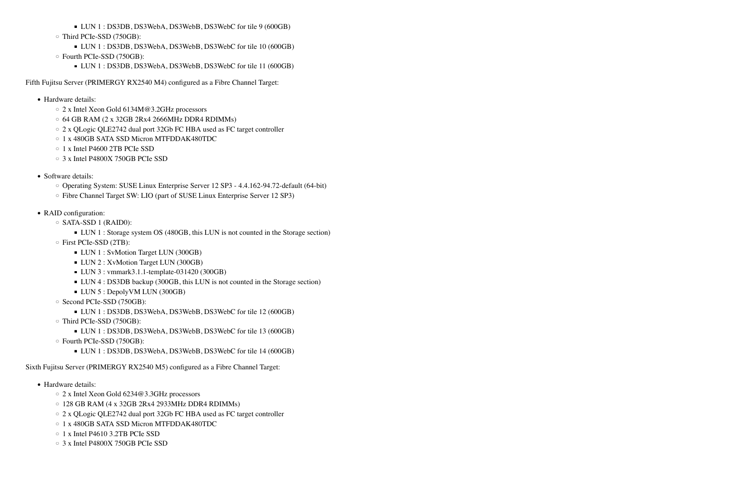- LUN 1 : DS3DB, DS3WebA, DS3WebB, DS3WebC for tile 9 (600GB)
    - Third PCIe-SSD (750GB):
        - LUN 1 : DS3DB, DS3WebA, DS3WebB, DS3WebC for tile 10 (600GB)
    - Fourth PCIe-SSD (750GB):
        - LUN 1 : DS3DB, DS3WebA, DS3WebB, DS3WebC for tile 11 (600GB)

Fifth Fujitsu Server (PRIMERGY RX2540 M4) configured as a Fibre Channel Target:

- Hardware details:
    - 2 x Intel Xeon Gold 6134M@3.2GHz processors
    - 64 GB RAM (2 x 32GB 2Rx4 2666MHz DDR4 RDIMMs)
    - 2 x QLogic QLE2742 dual port 32Gb FC HBA used as FC target controller
    - 1 x 480GB SATA SSD Micron MTFDDAK480TDC
    - 1 x Intel P4600 2TB PCIe SSD
    - 3 x Intel P4800X 750GB PCIe SSD

- Software details:
    - Operating System: SUSE Linux Enterprise Server 12 SP3 - 4.4.162-94.72-default (64-bit)
    - Fibre Channel Target SW: LIO (part of SUSE Linux Enterprise Server 12 SP3)

- RAID configuration:
    - SATA-SSD 1 (RAID0):
        - LUN 1 : Storage system OS (480GB, this LUN is not counted in the Storage section)
    - First PCIe-SSD (2TB):
        - LUN 1 : SvMotion Target LUN (300GB)
        - LUN 2 : XvMotion Target LUN (300GB)
        - LUN 3 : vmmark3.1.1-template-031420 (300GB)
        - LUN 4 : DS3DB backup (300GB, this LUN is not counted in the Storage section)
        - LUN 5 : DepolyVM LUN (300GB)
    - Second PCIe-SSD (750GB):
        - LUN 1 : DS3DB, DS3WebA, DS3WebB, DS3WebC for tile 12 (600GB)
    - Third PCIe-SSD (750GB):
        - LUN 1 : DS3DB, DS3WebA, DS3WebB, DS3WebC for tile 13 (600GB)
    - Fourth PCIe-SSD (750GB):
        - LUN 1 : DS3DB, DS3WebA, DS3WebB, DS3WebC for tile 14 (600GB)

Sixth Fujitsu Server (PRIMERGY RX2540 M5) configured as a Fibre Channel Target:

- Hardware details:
    - 2 x Intel Xeon Gold 6234@3.3GHz processors
    - 128 GB RAM (4 x 32GB 2Rx4 2933MHz DDR4 RDIMMs)
    - 2 x QLogic QLE2742 dual port 32Gb FC HBA used as FC target controller
    - 1 x 480GB SATA SSD Micron MTFDDAK480TDC
    - 1 x Intel P4610 3.2TB PCIe SSD
    - 3 x Intel P4800X 750GB PCIe SSD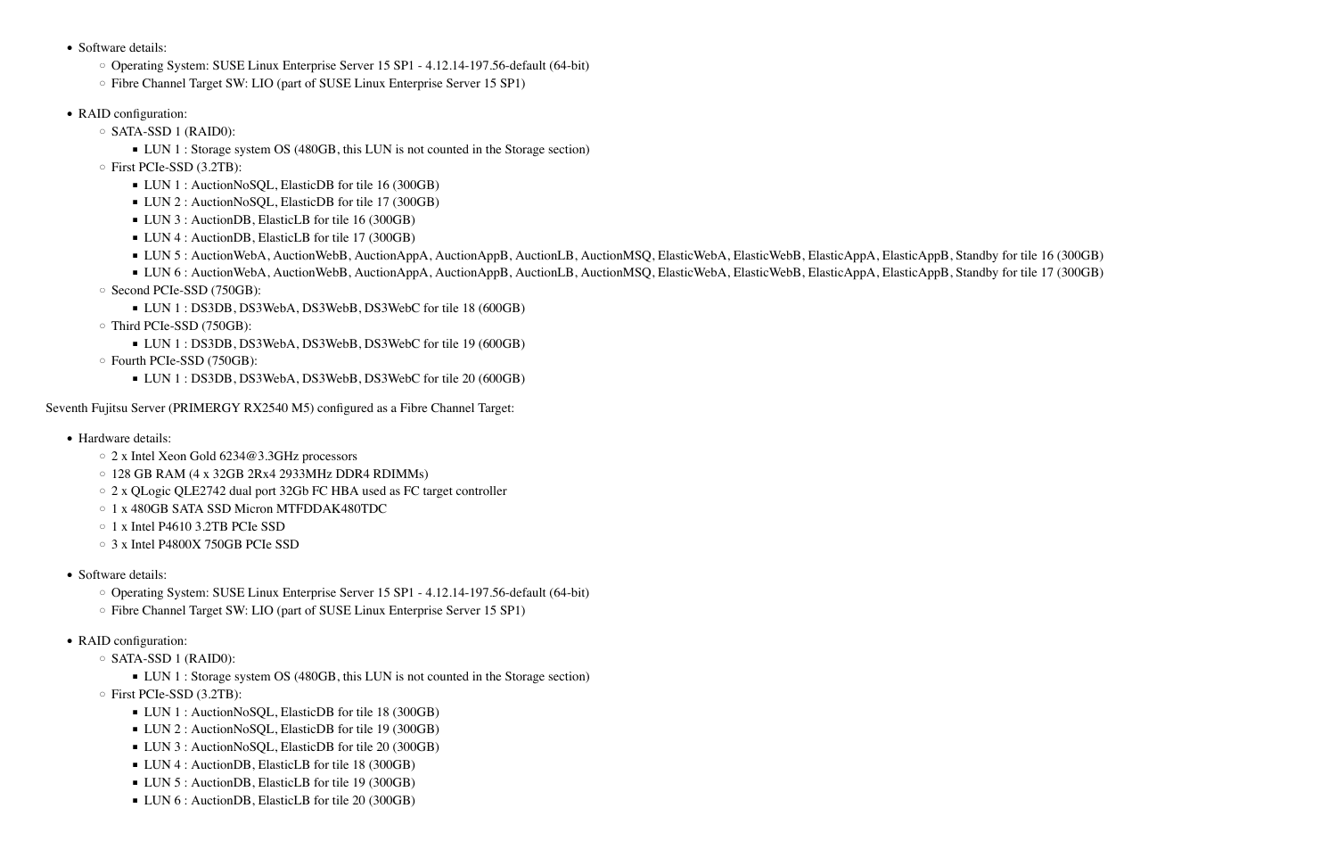- Software details:
  - Operating System: SUSE Linux Enterprise Server 15 SP1 - 4.12.14-197.56-default (64-bit)
  - Fibre Channel Target SW: LIO (part of SUSE Linux Enterprise Server 15 SP1)

- RAID configuration:
  - SATA-SSD 1 (RAID0):
    - LUN 1 : Storage system OS (480GB, this LUN is not counted in the Storage section)
  - First PCIe-SSD (3.2TB):
    - LUN 1 : AuctionNoSQL, ElasticDB for tile 16 (300GB)
    - LUN 2 : AuctionNoSQL, ElasticDB for tile 17 (300GB)
    - LUN 3 : AuctionDB, ElasticLB for tile 16 (300GB)
    - LUN 4 : AuctionDB, ElasticLB for tile 17 (300GB)
    - LUN 5 : AuctionWebA, AuctionWebB, AuctionAppA, AuctionAppB, AuctionLB, AuctionMSQ, ElasticWebA, ElasticWebB, ElasticAppA, ElasticAppB, Standby for tile 16 (300GB)
    - LUN 6 : AuctionWebA, AuctionWebB, AuctionAppA, AuctionAppB, AuctionLB, AuctionMSQ, ElasticWebA, ElasticWebB, ElasticAppA, ElasticAppB, Standby for tile 17 (300GB)
  - Second PCIe-SSD (750GB):
    - LUN 1 : DS3DB, DS3WebA, DS3WebB, DS3WebC for tile 18 (600GB)
  - Third PCIe-SSD (750GB):
    - LUN 1 : DS3DB, DS3WebA, DS3WebB, DS3WebC for tile 19 (600GB)
  - Fourth PCIe-SSD (750GB):
    - LUN 1 : DS3DB, DS3WebA, DS3WebB, DS3WebC for tile 20 (600GB)

Seventh Fujitsu Server (PRIMERGY RX2540 M5) configured as a Fibre Channel Target:

- Hardware details:
  - 2 x Intel Xeon Gold 6234@3.3GHz processors
  - 128 GB RAM (4 x 32GB 2Rx4 2933MHz DDR4 RDIMMs)
  - 2 x QLogic QLE2742 dual port 32Gb FC HBA used as FC target controller
  - 1 x 480GB SATA SSD Micron MTFDDAK480TDC
  - 1 x Intel P4610 3.2TB PCIe SSD
  - 3 x Intel P4800X 750GB PCIe SSD

- Software details:
  - Operating System: SUSE Linux Enterprise Server 15 SP1 - 4.12.14-197.56-default (64-bit)
  - Fibre Channel Target SW: LIO (part of SUSE Linux Enterprise Server 15 SP1)

- RAID configuration:
  - SATA-SSD 1 (RAID0):
    - LUN 1 : Storage system OS (480GB, this LUN is not counted in the Storage section)
  - First PCIe-SSD (3.2TB):
    - LUN 1 : AuctionNoSQL, ElasticDB for tile 18 (300GB)
    - LUN 2 : AuctionNoSQL, ElasticDB for tile 19 (300GB)
    - LUN 3 : AuctionNoSQL, ElasticDB for tile 20 (300GB)
    - LUN 4 : AuctionDB, ElasticLB for tile 18 (300GB)
    - LUN 5 : AuctionDB, ElasticLB for tile 19 (300GB)
    - LUN 6 : AuctionDB, ElasticLB for tile 20 (300GB)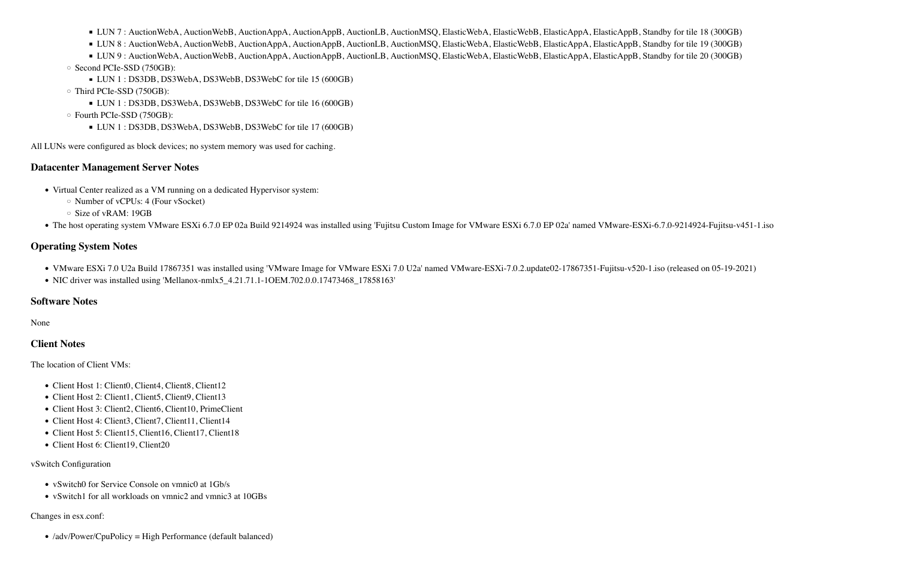- LUN 7 : AuctionWebA, AuctionWebB, AuctionAppA, AuctionAppB, AuctionLB, AuctionMSQ, ElasticWebA, ElasticWebB, ElasticAppA, ElasticAppB, Standby for tile 18 (300GB)
        - LUN 8 : AuctionWebA, AuctionWebB, AuctionAppA, AuctionAppB, AuctionLB, AuctionMSQ, ElasticWebA, ElasticWebB, ElasticAppA, ElasticAppB, Standby for tile 19 (300GB)
        - LUN 9 : AuctionWebA, AuctionWebB, AuctionAppA, AuctionAppB, AuctionLB, AuctionMSQ, ElasticWebA, ElasticWebB, ElasticAppA, ElasticAppB, Standby for tile 20 (300GB)
    - Second PCIe-SSD (750GB):
        - LUN 1 : DS3DB, DS3WebA, DS3WebB, DS3WebC for tile 15 (600GB)
    - Third PCIe-SSD (750GB):
        - LUN 1 : DS3DB, DS3WebA, DS3WebB, DS3WebC for tile 16 (600GB)
    - Fourth PCIe-SSD (750GB):
        - LUN 1 : DS3DB, DS3WebA, DS3WebB, DS3WebC for tile 17 (600GB)

All LUNs were configured as block devices; no system memory was used for caching.

### Datacenter Management Server Notes

- Virtual Center realized as a VM running on a dedicated Hypervisor system:
    - Number of vCPUs: 4 (Four vSocket)
    - Size of vRAM: 19GB
- The host operating system VMware ESXi 6.7.0 EP 02a Build 9214924 was installed using 'Fujitsu Custom Image for VMware ESXi 6.7.0 EP 02a' named VMware-ESXi-6.7.0-9214924-Fujitsu-v451-1.iso

### Operating System Notes

- VMware ESXi 7.0 U2a Build 17867351 was installed using 'VMware Image for VMware ESXi 7.0 U2a' named VMware-ESXi-7.0.2.update02-17867351-Fujitsu-v520-1.iso (released on 05-19-2021)
- NIC driver was installed using 'Mellanox-nmlx5_4.21.71.1-1OEM.702.0.0.17473468_17858163'

### Software Notes

None

### Client Notes

The location of Client VMs:

- Client Host 1: Client0, Client4, Client8, Client12
- Client Host 2: Client1, Client5, Client9, Client13
- Client Host 3: Client2, Client6, Client10, PrimeClient
- Client Host 4: Client3, Client7, Client11, Client14
- Client Host 5: Client15, Client16, Client17, Client18
- Client Host 6: Client19, Client20

vSwitch Configuration

- vSwitch0 for Service Console on vmnic0 at 1Gb/s
- vSwitch1 for all workloads on vmnic2 and vmnic3 at 10GBs

Changes in esx.conf:

- /adv/Power/CpuPolicy = High Performance (default balanced)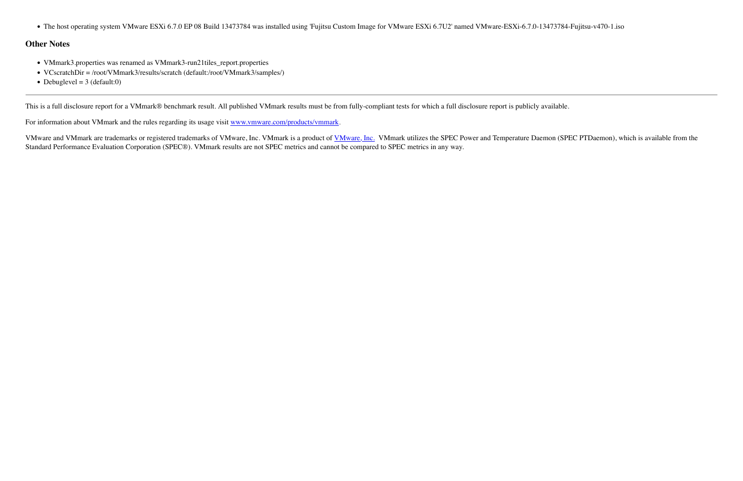- The host operating system VMware ESXi 6.7.0 EP 08 Build 13473784 was installed using 'Fujitsu Custom Image for VMware ESXi 6.7U2' named VMware-ESXi-6.7.0-13473784-Fujitsu-v470-1.iso

### Other Notes

- VMmark3.properties was renamed as VMmark3-run21tiles_report.properties
- VCscratchDir = /root/VMmark3/results/scratch (default:/root/VMmark3/samples/)
- Debuglevel = 3 (default:0)

---

This is a full disclosure report for a VMmark® benchmark result. All published VMmark results must be from fully-compliant tests for which a full disclosure report is publicly available.

For information about VMmark and the rules regarding its usage visit www.vmware.com/products/vmmark.

VMware and VMmark are trademarks or registered trademarks of VMware, Inc. VMmark is a product of VMware, Inc. VMmark utilizes the SPEC Power and Temperature Daemon (SPEC PTDaemon), which is available from the Standard Performance Evaluation Corporation (SPEC®). VMmark results are not SPEC metrics and cannot be compared to SPEC metrics in any way.